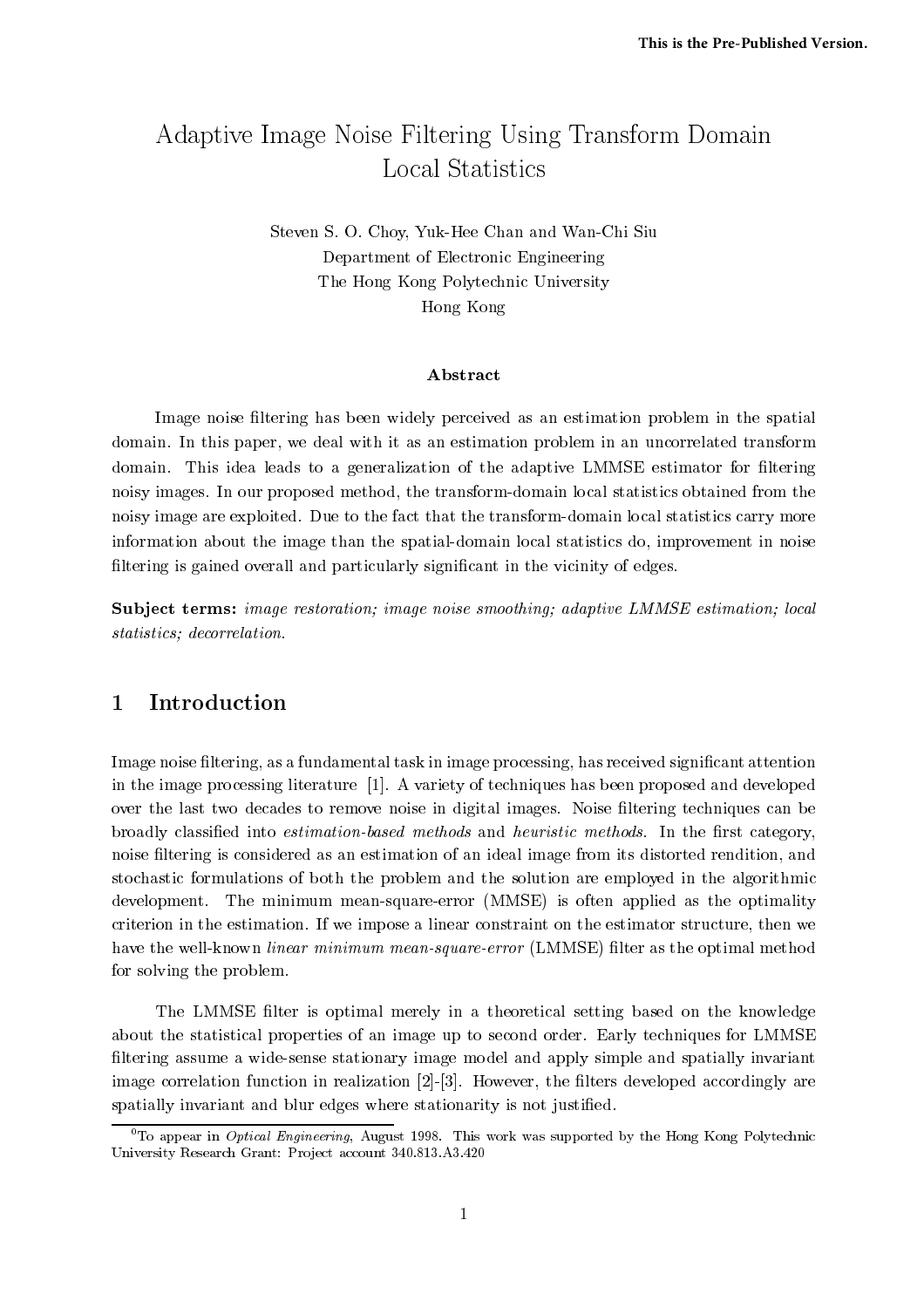This is the Pre-Published Version.

# Adaptive Image Noise Filtering Using Transform Domain Local Statistics

Steven S. O. Choy, Yuk-Hee Chan and Wan-Chi Siu
Department of Electronic Engineering
The Hong Kong Polytechnic University
Hong Kong

### Abstract

Image noise filtering has been widely perceived as an estimation problem in the spatial domain. In this paper, we deal with it as an estimation problem in an uncorrelated transform domain. This idea leads to a generalization of the adaptive LMMSE estimator for filtering noisy images. In our proposed method, the transform-domain local statistics obtained from the noisy image are exploited. Due to the fact that the transform-domain local statistics carry more information about the image than the spatial-domain local statistics do, improvement in noise filtering is gained overall and particularly significant in the vicinity of edges.

**Subject terms:** *image restoration; image noise smoothing; adaptive LMMSE estimation; local statistics; decorrelation.*

## 1 Introduction

Image noise filtering, as a fundamental task in image processing, has received significant attention in the image processing literature [1]. A variety of techniques has been proposed and developed over the last two decades to remove noise in digital images. Noise filtering techniques can be broadly classified into *estimation-based methods* and *heuristic methods*. In the first category, noise filtering is considered as an estimation of an ideal image from its distorted rendition, and stochastic formulations of both the problem and the solution are employed in the algorithmic development. The minimum mean-square-error (MMSE) is often applied as the optimality criterion in the estimation. If we impose a linear constraint on the estimator structure, then we have the well-known *linear minimum mean-square-error* (LMMSE) filter as the optimal method for solving the problem.

The LMMSE filter is optimal merely in a theoretical setting based on the knowledge about the statistical properties of an image up to second order. Early techniques for LMMSE filtering assume a wide-sense stationary image model and apply simple and spatially invariant image correlation function in realization [2]-[3]. However, the filters developed accordingly are spatially invariant and blur edges where stationarity is not justified.

[0] To appear in *Optical Engineering*, August 1998. This work was supported by the Hong Kong Polytechnic University Research Grant: Project account 340.813.A3.420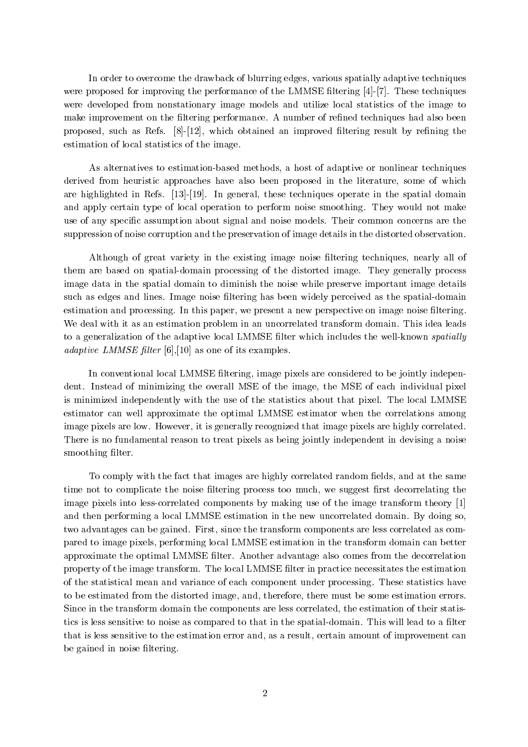In order to overcome the drawback of blurring edges, various spatially adaptive techniques were proposed for improving the performance of the LMMSE filtering [4]-[7]. These techniques were developed from nonstationary image models and utilize local statistics of the image to make improvement on the filtering performance. A number of refined techniques had also been proposed, such as Refs. [8]-[12], which obtained an improved filtering result by refining the estimation of local statistics of the image.

As alternatives to estimation-based methods, a host of adaptive or nonlinear techniques derived from heuristic approaches have also been proposed in the literature, some of which are highlighted in Refs. [13]-[19]. In general, these techniques operate in the spatial domain and apply certain type of local operation to perform noise smoothing. They would not make use of any specific assumption about signal and noise models. Their common concerns are the suppression of noise corruption and the preservation of image details in the distorted observation.

Although of great variety in the existing image noise filtering techniques, nearly all of them are based on spatial-domain processing of the distorted image. They generally process image data in the spatial domain to diminish the noise while preserve important image details such as edges and lines. Image noise filtering has been widely perceived as the spatial-domain estimation and processing. In this paper, we present a new perspective on image noise filtering. We deal with it as an estimation problem in an uncorrelated transform domain. This idea leads to a generalization of the adaptive local LMMSE filter which includes the well-known *spatially adaptive LMMSE filter* [6],[10] as one of its examples.

In conventional local LMMSE filtering, image pixels are considered to be jointly independent. Instead of minimizing the overall MSE of the image, the MSE of each individual pixel is minimized independently with the use of the statistics about that pixel. The local LMMSE estimator can well approximate the optimal LMMSE estimator when the correlations among image pixels are low. However, it is generally recognized that image pixels are highly correlated. There is no fundamental reason to treat pixels as being jointly independent in devising a noise smoothing filter.

To comply with the fact that images are highly correlated random fields, and at the same time not to complicate the noise filtering process too much, we suggest first decorrelating the image pixels into less-correlated components by making use of the image transform theory [1] and then performing a local LMMSE estimation in the new uncorrelated domain. By doing so, two advantages can be gained. First, since the transform components are less correlated as compared to image pixels, performing local LMMSE estimation in the transform domain can better approximate the optimal LMMSE filter. Another advantage also comes from the decorrelation property of the image transform. The local LMMSE filter in practice necessitates the estimation of the statistical mean and variance of each component under processing. These statistics have to be estimated from the distorted image, and, therefore, there must be some estimation errors. Since in the transform domain the components are less correlated, the estimation of their statistics is less sensitive to noise as compared to that in the spatial-domain. This will lead to a filter that is less sensitive to the estimation error and, as a result, certain amount of improvement can be gained in noise filtering.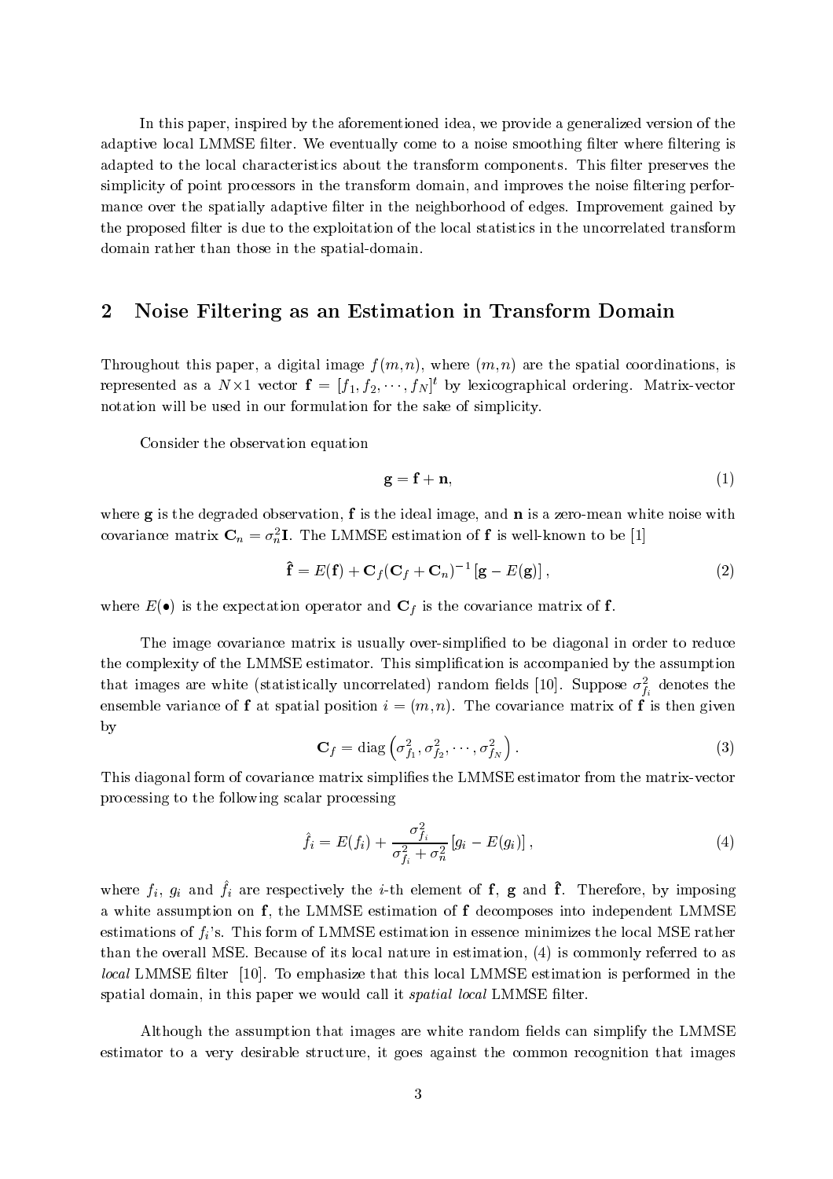In this paper, inspired by the aforementioned idea, we provide a generalized version of the adaptive local LMMSE filter. We eventually come to a noise smoothing filter where filtering is adapted to the local characteristics about the transform components. This filter preserves the simplicity of point processors in the transform domain, and improves the noise filtering performance over the spatially adaptive filter in the neighborhood of edges. Improvement gained by the proposed filter is due to the exploitation of the local statistics in the uncorrelated transform domain rather than those in the spatial-domain.

## 2 Noise Filtering as an Estimation in Transform Domain

Throughout this paper, a digital image $f(m,n)$, where $(m,n)$ are the spatial coordinations, is represented as a $N \times 1$ vector $\mathbf{f} = [f_1, f_2, \cdots, f_N]^t$ by lexicographical ordering. Matrix-vector notation will be used in our formulation for the sake of simplicity.

Consider the observation equation

$$\mathbf{g} = \mathbf{f} + \mathbf{n}, \tag{1}$$

where $\mathbf{g}$ is the degraded observation, $\mathbf{f}$ is the ideal image, and $\mathbf{n}$ is a zero-mean white noise with covariance matrix $\mathbf{C}_n = \sigma_n^2 \mathbf{I}$. The LMMSE estimation of $\mathbf{f}$ is well-known to be [1]

$$\hat{\mathbf{f}} = E(\mathbf{f}) + \mathbf{C}_f (\mathbf{C}_f + \mathbf{C}_n)^{-1} \left[ \mathbf{g} - E(\mathbf{g}) \right], \tag{2}$$

where $E(\bullet)$ is the expectation operator and $\mathbf{C}_f$ is the covariance matrix of $\mathbf{f}$.

The image covariance matrix is usually over-simplified to be diagonal in order to reduce the complexity of the LMMSE estimator. This simplification is accompanied by the assumption that images are white (statistically uncorrelated) random fields [10]. Suppose $\sigma_{f_i}^2$ denotes the ensemble variance of $\mathbf{f}$ at spatial position $i = (m,n)$. The covariance matrix of $\mathbf{f}$ is then given by

$$\mathbf{C}_f = \text{diag}\left( \sigma_{f_1}^2, \sigma_{f_2}^2, \cdots, \sigma_{f_N}^2 \right). \tag{3}$$

This diagonal form of covariance matrix simplifies the LMMSE estimator from the matrix-vector processing to the following scalar processing

$$\hat{f}_i = E(f_i) + \frac{\sigma_{f_i}^2}{\sigma_{f_i}^2 + \sigma_n^2} \left[ g_i - E(g_i) \right], \tag{4}$$

where $f_i$, $g_i$ and $\hat{f}_i$ are respectively the $i$-th element of $\mathbf{f}$, $\mathbf{g}$ and $\hat{\mathbf{f}}$. Therefore, by imposing a white assumption on $\mathbf{f}$, the LMMSE estimation of $\mathbf{f}$ decomposes into independent LMMSE estimations of $f_i$'s. This form of LMMSE estimation in essence minimizes the local MSE rather than the overall MSE. Because of its local nature in estimation, (4) is commonly referred to as *local* LMMSE filter [10]. To emphasize that this local LMMSE estimation is performed in the spatial domain, in this paper we would call it *spatial local* LMMSE filter.

Although the assumption that images are white random fields can simplify the LMMSE estimator to a very desirable structure, it goes against the common recognition that images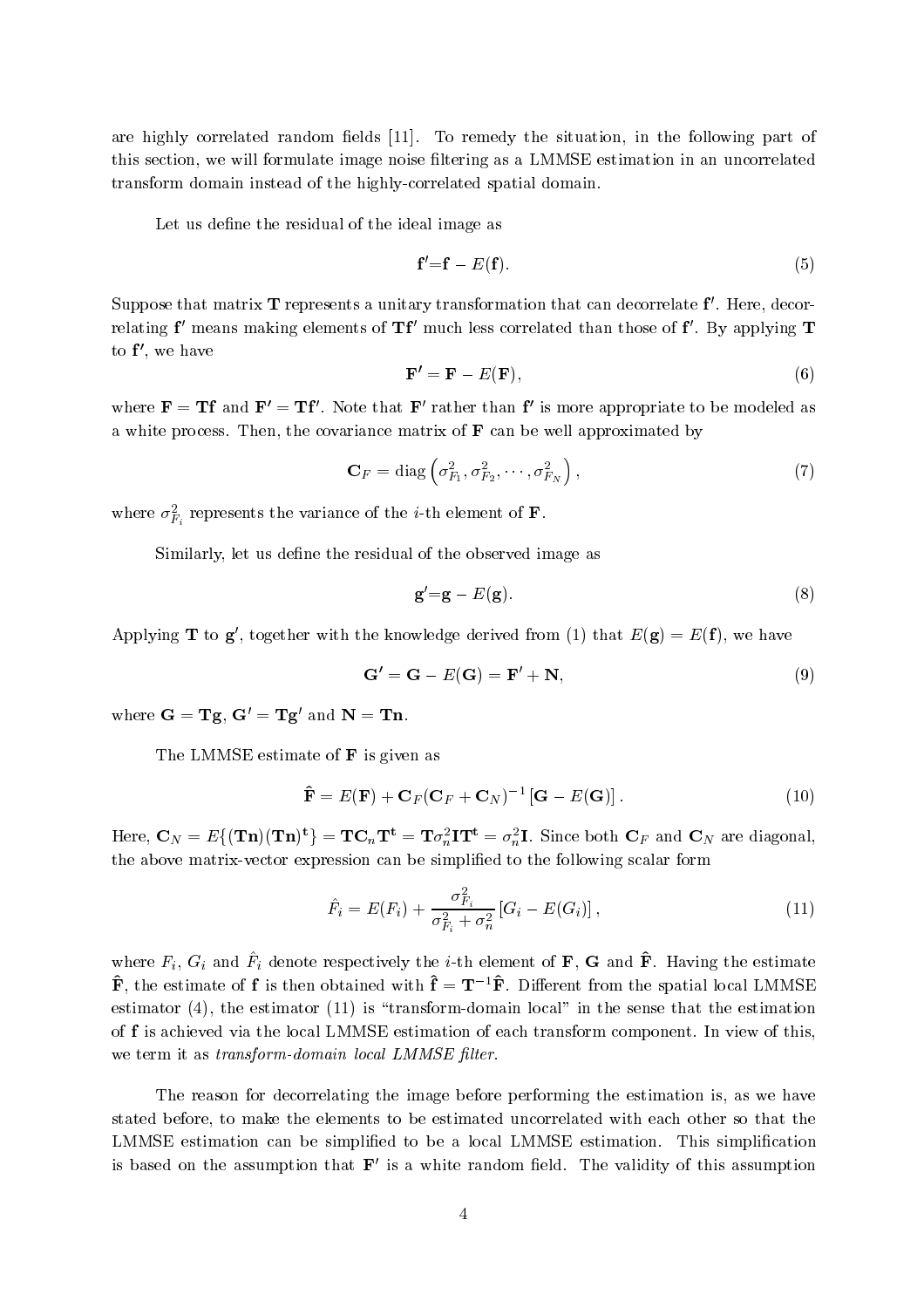are highly correlated random fields [11]. To remedy the situation, in the following part of this section, we will formulate image noise filtering as a LMMSE estimation in an uncorrelated transform domain instead of the highly-correlated spatial domain.

Let us define the residual of the ideal image as

$$\mathbf{f}'=\mathbf{f} - E(\mathbf{f}). \tag{5}$$

Suppose that matrix $\mathbf{T}$ represents a unitary transformation that can decorrelate $\mathbf{f}'$. Here, decorrelating $\mathbf{f}'$ means making elements of $\mathbf{Tf}'$ much less correlated than those of $\mathbf{f}'$. By applying $\mathbf{T}$ to $\mathbf{f}'$, we have

$$\mathbf{F}' = \mathbf{F} - E(\mathbf{F}), \tag{6}$$

where $\mathbf{F} = \mathbf{Tf}$ and $\mathbf{F}' = \mathbf{Tf}'$. Note that $\mathbf{F}'$ rather than $\mathbf{f}'$ is more appropriate to be modeled as a white process. Then, the covariance matrix of $\mathbf{F}$ can be well approximated by

$$\mathbf{C}_F = \mathrm{diag}\left(\sigma_{F_1}^2, \sigma_{F_2}^2, \cdots, \sigma_{F_N}^2\right), \tag{7}$$

where $\sigma_{F_i}^2$ represents the variance of the $i$-th element of $\mathbf{F}$.

Similarly, let us define the residual of the observed image as

$$\mathbf{g}'=\mathbf{g} - E(\mathbf{g}). \tag{8}$$

Applying $\mathbf{T}$ to $\mathbf{g}'$, together with the knowledge derived from (1) that $E(\mathbf{g}) = E(\mathbf{f})$, we have

$$\mathbf{G}' = \mathbf{G} - E(\mathbf{G}) = \mathbf{F}' + \mathbf{N}, \tag{9}$$

where $\mathbf{G} = \mathbf{Tg}$, $\mathbf{G}' = \mathbf{Tg}'$ and $\mathbf{N} = \mathbf{Tn}$.

The LMMSE estimate of $\mathbf{F}$ is given as

$$\hat{\mathbf{F}} = E(\mathbf{F}) + \mathbf{C}_F(\mathbf{C}_F + \mathbf{C}_N)^{-1}\left[\mathbf{G} - E(\mathbf{G})\right]. \tag{10}$$

Here, $\mathbf{C}_N = E\{(\mathbf{Tn})(\mathbf{Tn})^{\mathbf{t}}\} = \mathbf{TC}_n\mathbf{T}^{\mathbf{t}} = \mathbf{T}\sigma_n^2\mathbf{I}\mathbf{T}^{\mathbf{t}} = \sigma_n^2\mathbf{I}$. Since both $\mathbf{C}_F$ and $\mathbf{C}_N$ are diagonal, the above matrix-vector expression can be simplified to the following scalar form

$$\hat{F}_i = E(F_i) + \frac{\sigma_{F_i}^2}{\sigma_{F_i}^2 + \sigma_n^2}\left[G_i - E(G_i)\right], \tag{11}$$

where $F_i$, $G_i$ and $\hat{F}_i$ denote respectively the $i$-th element of $\mathbf{F}$, $\mathbf{G}$ and $\hat{\mathbf{F}}$. Having the estimate $\hat{\mathbf{F}}$, the estimate of $\mathbf{f}$ is then obtained with $\hat{\mathbf{f}} = \mathbf{T}^{-1}\hat{\mathbf{F}}$. Different from the spatial local LMMSE estimator (4), the estimator (11) is "transform-domain local" in the sense that the estimation of $\mathbf{f}$ is achieved via the local LMMSE estimation of each transform component. In view of this, we term it as *transform-domain local LMMSE filter*.

The reason for decorrelating the image before performing the estimation is, as we have stated before, to make the elements to be estimated uncorrelated with each other so that the LMMSE estimation can be simplified to be a local LMMSE estimation. This simplification is based on the assumption that $\mathbf{F}'$ is a white random field. The validity of this assumption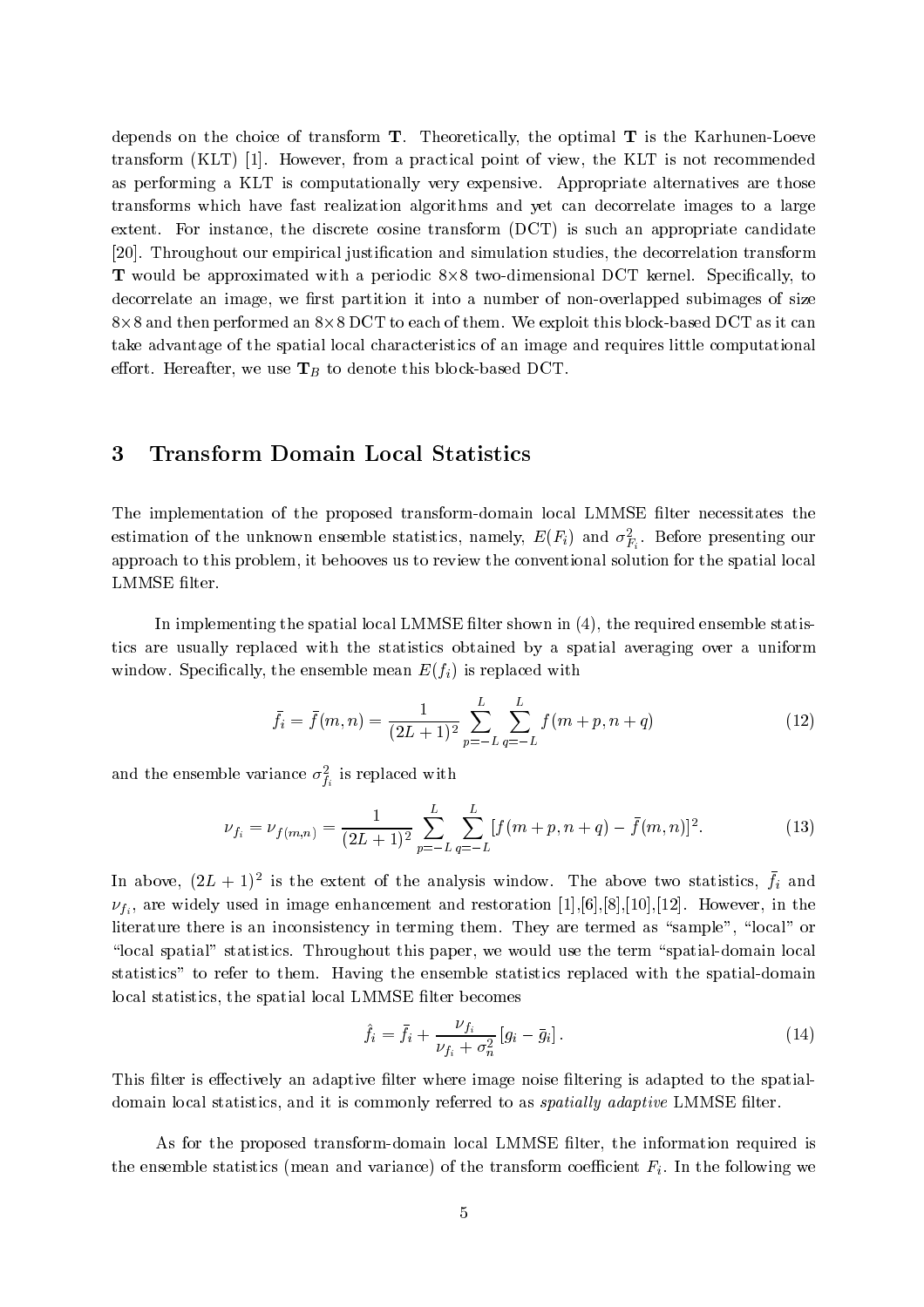depends on the choice of transform $\mathbf{T}$. Theoretically, the optimal $\mathbf{T}$ is the Karhunen-Loeve transform (KLT) [1]. However, from a practical point of view, the KLT is not recommended as performing a KLT is computationally very expensive. Appropriate alternatives are those transforms which have fast realization algorithms and yet can decorrelate images to a large extent. For instance, the discrete cosine transform (DCT) is such an appropriate candidate [20]. Throughout our empirical justification and simulation studies, the decorrelation transform $\mathbf{T}$ would be approximated with a periodic 8×8 two-dimensional DCT kernel. Specifically, to decorrelate an image, we first partition it into a number of non-overlapped subimages of size 8×8 and then performed an 8×8 DCT to each of them. We exploit this block-based DCT as it can take advantage of the spatial local characteristics of an image and requires little computational effort. Hereafter, we use $\mathbf{T}_B$ to denote this block-based DCT.

# 3 Transform Domain Local Statistics

The implementation of the proposed transform-domain local LMMSE filter necessitates the estimation of the unknown ensemble statistics, namely, $E(F_i)$ and $\sigma^2_{F_i}$. Before presenting our approach to this problem, it behooves us to review the conventional solution for the spatial local LMMSE filter.

In implementing the spatial local LMMSE filter shown in (4), the required ensemble statistics are usually replaced with the statistics obtained by a spatial averaging over a uniform window. Specifically, the ensemble mean $E(f_i)$ is replaced with

$$\bar{f}_i = \bar{f}(m,n) = \frac{1}{(2L+1)^2} \sum_{p=-L}^{L} \sum_{q=-L}^{L} f(m+p, n+q) \tag{12}$$

and the ensemble variance $\sigma^2_{f_i}$ is replaced with

$$\nu_{f_i} = \nu_{f(m,n)} = \frac{1}{(2L+1)^2} \sum_{p=-L}^{L} \sum_{q=-L}^{L} [f(m+p, n+q) - \bar{f}(m,n)]^2. \tag{13}$$

In above, $(2L+1)^2$ is the extent of the analysis window. The above two statistics, $\bar{f}_i$ and $\nu_{f_i}$, are widely used in image enhancement and restoration [1],[6],[8],[10],[12]. However, in the literature there is an inconsistency in terming them. They are termed as "sample", "local" or "local spatial" statistics. Throughout this paper, we would use the term "spatial-domain local statistics" to refer to them. Having the ensemble statistics replaced with the spatial-domain local statistics, the spatial local LMMSE filter becomes

$$\hat{f}_i = \bar{f}_i + \frac{\nu_{f_i}}{\nu_{f_i} + \sigma_n^2} [g_i - \bar{g}_i]. \tag{14}$$

This filter is effectively an adaptive filter where image noise filtering is adapted to the spatial-domain local statistics, and it is commonly referred to as *spatially adaptive* LMMSE filter.

As for the proposed transform-domain local LMMSE filter, the information required is the ensemble statistics (mean and variance) of the transform coefficient $F_i$. In the following we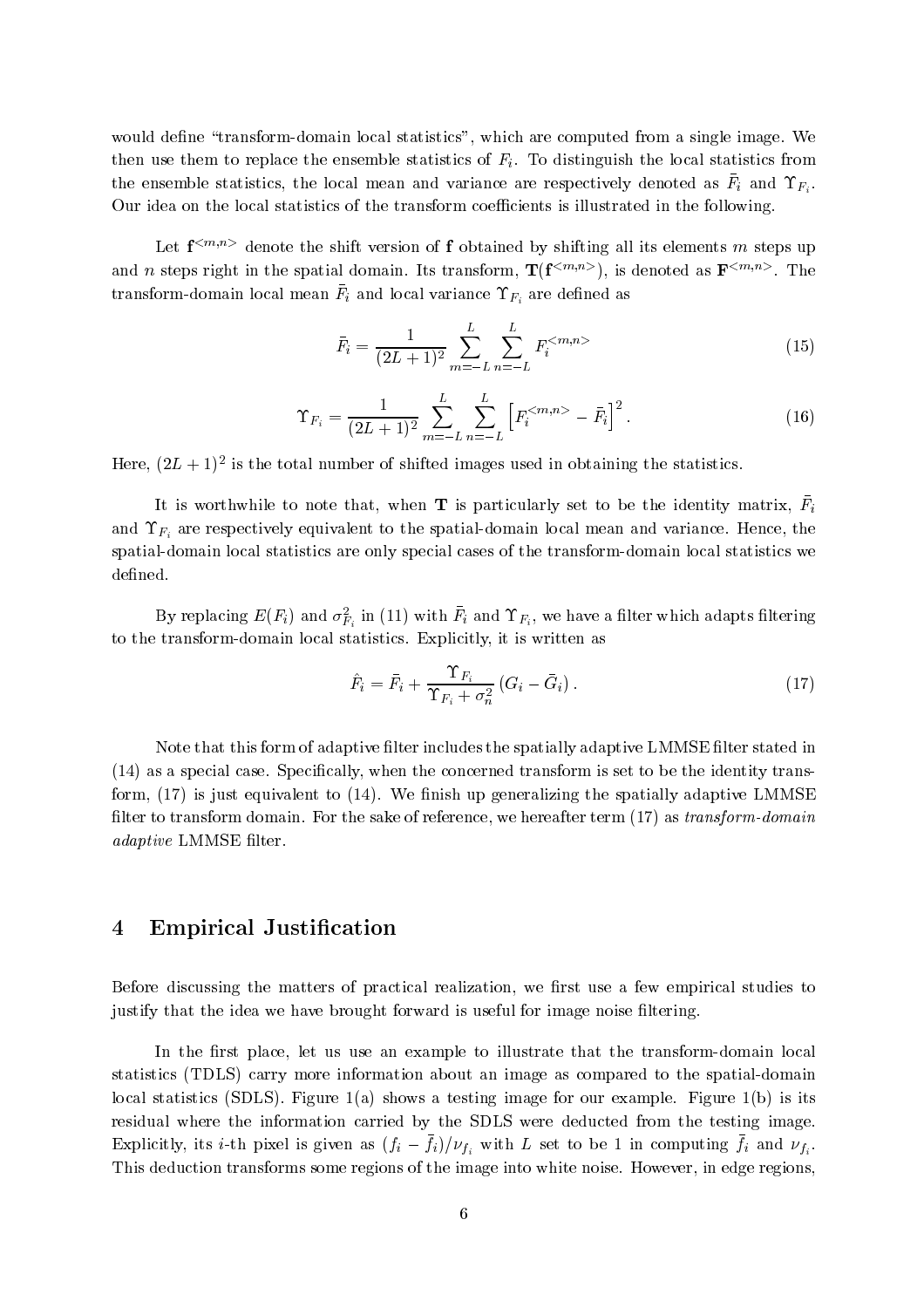would define "transform-domain local statistics", which are computed from a single image. We then use them to replace the ensemble statistics of $F_i$. To distinguish the local statistics from the ensemble statistics, the local mean and variance are respectively denoted as $\bar{F}_i$ and $\Upsilon_{F_i}$. Our idea on the local statistics of the transform coefficients is illustrated in the following.

Let $\mathbf{f}^{<m,n>}$ denote the shift version of $\mathbf{f}$ obtained by shifting all its elements $m$ steps up and $n$ steps right in the spatial domain. Its transform, $\mathbf{T}(\mathbf{f}^{<m,n>})$, is denoted as $\mathbf{F}^{<m,n>}$. The transform-domain local mean $\bar{F}_i$ and local variance $\Upsilon_{F_i}$ are defined as

$$\bar{F}_i = \frac{1}{(2L+1)^2} \sum_{m=-L}^{L} \sum_{n=-L}^{L} F_i^{<m,n>} \tag{15}$$

$$\Upsilon_{F_i} = \frac{1}{(2L+1)^2} \sum_{m=-L}^{L} \sum_{n=-L}^{L} \left[ F_i^{<m,n>} - \bar{F}_i \right]^2 . \tag{16}$$

Here, $(2L+1)^2$ is the total number of shifted images used in obtaining the statistics.

It is worthwhile to note that, when $\mathbf{T}$ is particularly set to be the identity matrix, $\bar{F}_i$ and $\Upsilon_{F_i}$ are respectively equivalent to the spatial-domain local mean and variance. Hence, the spatial-domain local statistics are only special cases of the transform-domain local statistics we defined.

By replacing $E(F_i)$ and $\sigma_{F_i}^2$ in (11) with $\bar{F}_i$ and $\Upsilon_{F_i}$, we have a filter which adapts filtering to the transform-domain local statistics. Explicitly, it is written as

$$\hat{F}_i = \bar{F}_i + \frac{\Upsilon_{F_i}}{\Upsilon_{F_i} + \sigma_n^2} \left( G_i - \bar{G}_i \right) . \tag{17}$$

Note that this form of adaptive filter includes the spatially adaptive LMMSE filter stated in (14) as a special case. Specifically, when the concerned transform is set to be the identity transform, (17) is just equivalent to (14). We finish up generalizing the spatially adaptive LMMSE filter to transform domain. For the sake of reference, we hereafter term (17) as *transform-domain adaptive* LMMSE filter.

## 4 Empirical Justification

Before discussing the matters of practical realization, we first use a few empirical studies to justify that the idea we have brought forward is useful for image noise filtering.

In the first place, let us use an example to illustrate that the transform-domain local statistics (TDLS) carry more information about an image as compared to the spatial-domain local statistics (SDLS). Figure 1(a) shows a testing image for our example. Figure 1(b) is its residual where the information carried by the SDLS were deducted from the testing image. Explicitly, its $i$-th pixel is given as $(f_i - \bar{f}_i)/\nu_{f_i}$ with $L$ set to be 1 in computing $\bar{f}_i$ and $\nu_{f_i}$. This deduction transforms some regions of the image into white noise. However, in edge regions,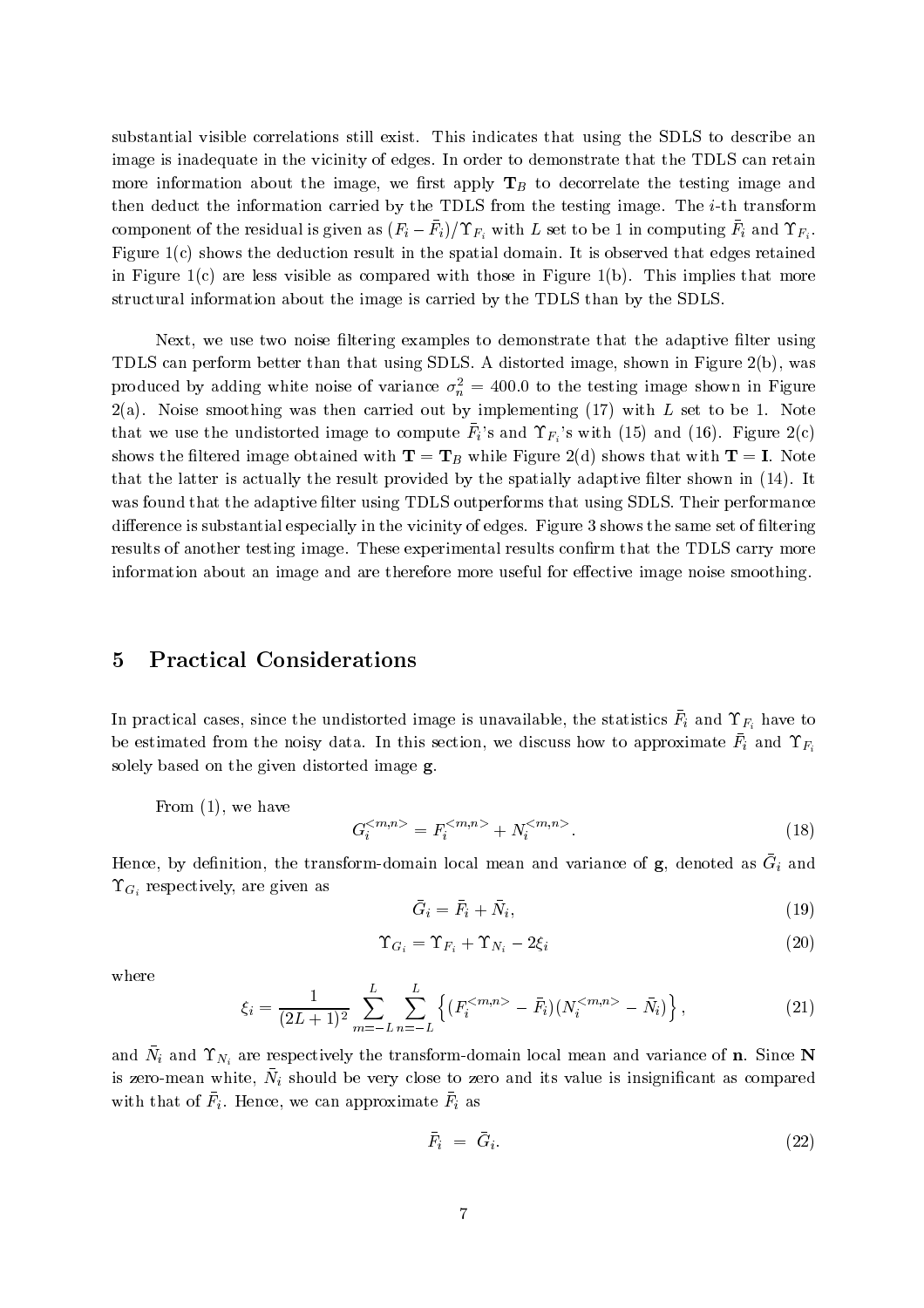substantial visible correlations still exist. This indicates that using the SDLS to describe an image is inadequate in the vicinity of edges. In order to demonstrate that the TDLS can retain more information about the image, we first apply $\mathbf{T}_B$ to decorrelate the testing image and then deduct the information carried by the TDLS from the testing image. The $i$-th transform component of the residual is given as $(F_i - \bar{F}_i)/\Upsilon_{F_i}$ with $L$ set to be 1 in computing $\bar{F}_i$ and $\Upsilon_{F_i}$. Figure 1(c) shows the deduction result in the spatial domain. It is observed that edges retained in Figure 1(c) are less visible as compared with those in Figure 1(b). This implies that more structural information about the image is carried by the TDLS than by the SDLS.

Next, we use two noise filtering examples to demonstrate that the adaptive filter using TDLS can perform better than that using SDLS. A distorted image, shown in Figure 2(b), was produced by adding white noise of variance $\sigma_n^2 = 400.0$ to the testing image shown in Figure 2(a). Noise smoothing was then carried out by implementing (17) with $L$ set to be 1. Note that we use the undistorted image to compute $\bar{F}_i$'s and $\Upsilon_{F_i}$'s with (15) and (16). Figure 2(c) shows the filtered image obtained with $\mathbf{T} = \mathbf{T}_B$ while Figure 2(d) shows that with $\mathbf{T} = \mathbf{I}$. Note that the latter is actually the result provided by the spatially adaptive filter shown in (14). It was found that the adaptive filter using TDLS outperforms that using SDLS. Their performance difference is substantial especially in the vicinity of edges. Figure 3 shows the same set of filtering results of another testing image. These experimental results confirm that the TDLS carry more information about an image and are therefore more useful for effective image noise smoothing.

## 5 Practical Considerations

In practical cases, since the undistorted image is unavailable, the statistics $\bar{F}_i$ and $\Upsilon_{F_i}$ have to be estimated from the noisy data. In this section, we discuss how to approximate $\bar{F}_i$ and $\Upsilon_{F_i}$ solely based on the given distorted image $\mathbf{g}$.

From (1), we have

$$G_i^{<m,n>} = F_i^{<m,n>} + N_i^{<m,n>}. \tag{18}$$

Hence, by definition, the transform-domain local mean and variance of $\mathbf{g}$, denoted as $\bar{G}_i$ and $\Upsilon_{G_i}$ respectively, are given as

$$\bar{G}_i = \bar{F}_i + \bar{N}_i, \tag{19}$$

$$\Upsilon_{G_i} = \Upsilon_{F_i} + \Upsilon_{N_i} - 2\xi_i \tag{20}$$

where

$$\xi_i = \frac{1}{(2L+1)^2} \sum_{m=-L}^{L} \sum_{n=-L}^{L} \left\{ (F_i^{<m,n>} - \bar{F}_i)(N_i^{<m,n>} - \bar{N}_i) \right\}, \tag{21}$$

and $\bar{N}_i$ and $\Upsilon_{N_i}$ are respectively the transform-domain local mean and variance of $\mathbf{n}$. Since $\mathbf{N}$ is zero-mean white, $\bar{N}_i$ should be very close to zero and its value is insignificant as compared with that of $\bar{F}_i$. Hence, we can approximate $\bar{F}_i$ as

$$\bar{F}_i = \bar{G}_i. \tag{22}$$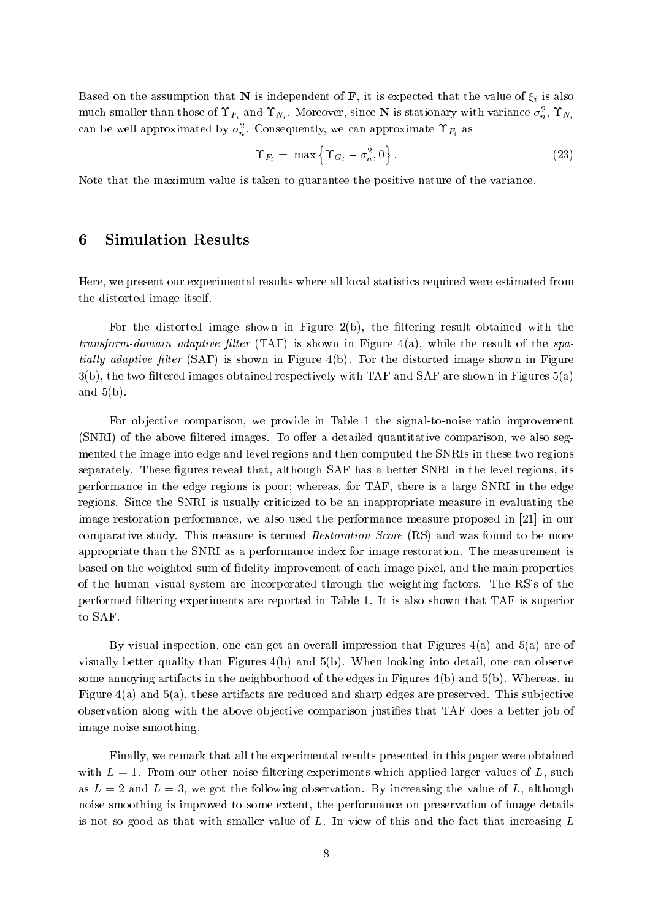Based on the assumption that $\mathbf{N}$ is independent of $\mathbf{F}$, it is expected that the value of $\xi_i$ is also much smaller than those of $\Upsilon_{F_i}$ and $\Upsilon_{N_i}$. Moreover, since $\mathbf{N}$ is stationary with variance $\sigma_n^2$, $\Upsilon_{N_i}$ can be well approximated by $\sigma_n^2$. Consequently, we can approximate $\Upsilon_{F_i}$ as

$$\Upsilon_{F_i} = \max\left\{\Upsilon_{G_i} - \sigma_n^2, 0\right\}. \tag{23}$$

Note that the maximum value is taken to guarantee the positive nature of the variance.

## 6 Simulation Results

Here, we present our experimental results where all local statistics required were estimated from the distorted image itself.

For the distorted image shown in Figure 2(b), the filtering result obtained with the *transform-domain adaptive filter* (TAF) is shown in Figure 4(a), while the result of the *spatially adaptive filter* (SAF) is shown in Figure 4(b). For the distorted image shown in Figure 3(b), the two filtered images obtained respectively with TAF and SAF are shown in Figures 5(a) and 5(b).

For objective comparison, we provide in Table 1 the signal-to-noise ratio improvement (SNRI) of the above filtered images. To offer a detailed quantitative comparison, we also segmented the image into edge and level regions and then computed the SNRIs in these two regions separately. These figures reveal that, although SAF has a better SNRI in the level regions, its performance in the edge regions is poor; whereas, for TAF, there is a large SNRI in the edge regions. Since the SNRI is usually criticized to be an inappropriate measure in evaluating the image restoration performance, we also used the performance measure proposed in [21] in our comparative study. This measure is termed *Restoration Score* (RS) and was found to be more appropriate than the SNRI as a performance index for image restoration. The measurement is based on the weighted sum of fidelity improvement of each image pixel, and the main properties of the human visual system are incorporated through the weighting factors. The RS's of the performed filtering experiments are reported in Table 1. It is also shown that TAF is superior to SAF.

By visual inspection, one can get an overall impression that Figures 4(a) and 5(a) are of visually better quality than Figures 4(b) and 5(b). When looking into detail, one can observe some annoying artifacts in the neighborhood of the edges in Figures 4(b) and 5(b). Whereas, in Figure 4(a) and 5(a), these artifacts are reduced and sharp edges are preserved. This subjective observation along with the above objective comparison justifies that TAF does a better job of image noise smoothing.

Finally, we remark that all the experimental results presented in this paper were obtained with $L = 1$. From our other noise filtering experiments which applied larger values of $L$, such as $L = 2$ and $L = 3$, we got the following observation. By increasing the value of $L$, although noise smoothing is improved to some extent, the performance on preservation of image details is not so good as that with smaller value of $L$. In view of this and the fact that increasing $L$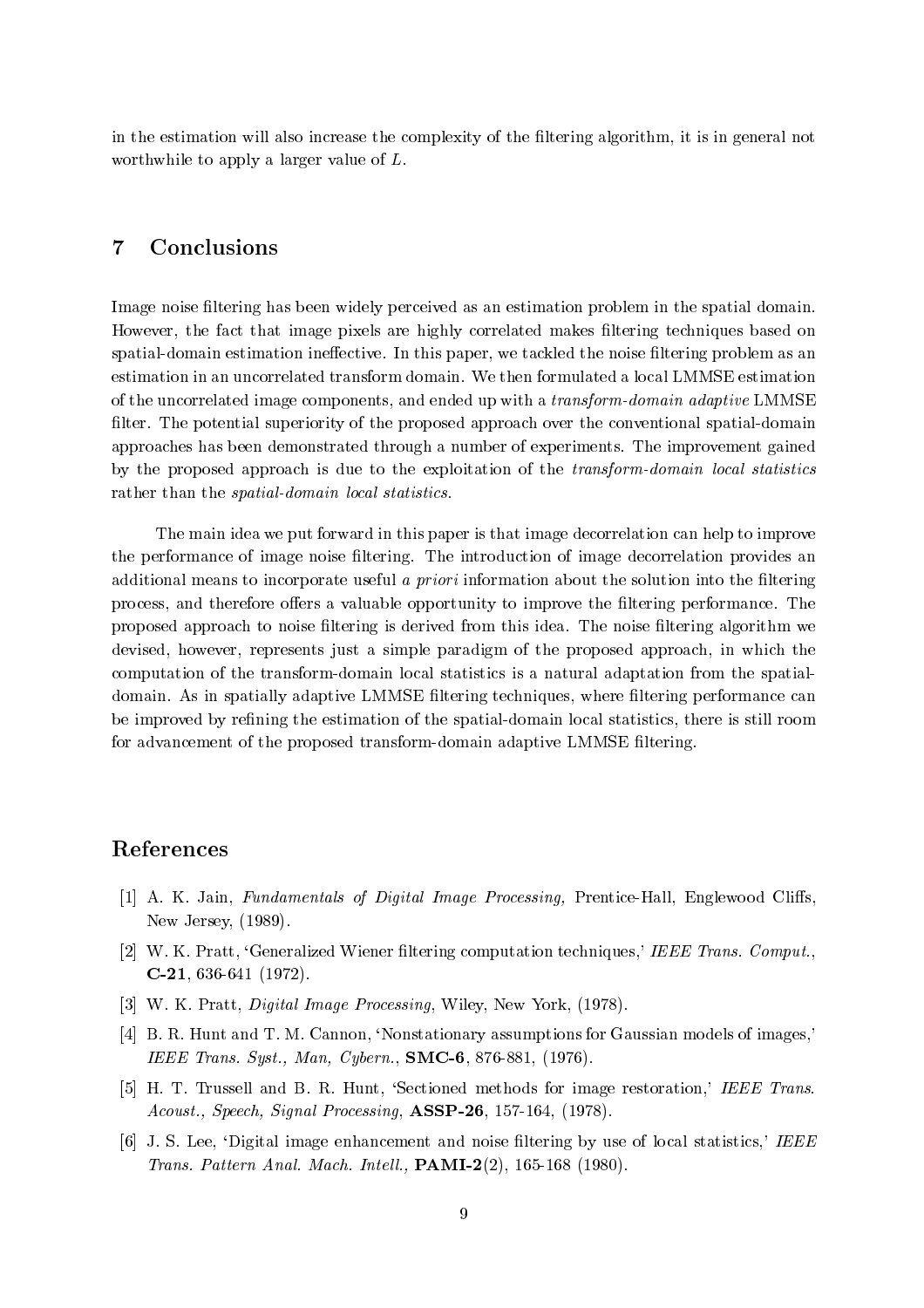in the estimation will also increase the complexity of the filtering algorithm, it is in general not worthwhile to apply a larger value of $L$.

## 7 Conclusions

Image noise filtering has been widely perceived as an estimation problem in the spatial domain. However, the fact that image pixels are highly correlated makes filtering techniques based on spatial-domain estimation ineffective. In this paper, we tackled the noise filtering problem as an estimation in an uncorrelated transform domain. We then formulated a local LMMSE estimation of the uncorrelated image components, and ended up with a *transform-domain adaptive* LMMSE filter. The potential superiority of the proposed approach over the conventional spatial-domain approaches has been demonstrated through a number of experiments. The improvement gained by the proposed approach is due to the exploitation of the *transform-domain local statistics* rather than the *spatial-domain local statistics*.

The main idea we put forward in this paper is that image decorrelation can help to improve the performance of image noise filtering. The introduction of image decorrelation provides an additional means to incorporate useful *a priori* information about the solution into the filtering process, and therefore offers a valuable opportunity to improve the filtering performance. The proposed approach to noise filtering is derived from this idea. The noise filtering algorithm we devised, however, represents just a simple paradigm of the proposed approach, in which the computation of the transform-domain local statistics is a natural adaptation from the spatial-domain. As in spatially adaptive LMMSE filtering techniques, where filtering performance can be improved by refining the estimation of the spatial-domain local statistics, there is still room for advancement of the proposed transform-domain adaptive LMMSE filtering.

## References

[1] A. K. Jain, *Fundamentals of Digital Image Processing,* Prentice-Hall, Englewood Cliffs, New Jersey, (1989).

[2] W. K. Pratt, 'Generalized Wiener filtering computation techniques,' *IEEE Trans. Comput.*, **C-21**, 636-641 (1972).

[3] W. K. Pratt, *Digital Image Processing*, Wiley, New York, (1978).

[4] B. R. Hunt and T. M. Cannon, 'Nonstationary assumptions for Gaussian models of images,' *IEEE Trans. Syst., Man, Cybern.*, **SMC-6**, 876-881, (1976).

[5] H. T. Trussell and B. R. Hunt, 'Sectioned methods for image restoration,' *IEEE Trans. Acoust., Speech, Signal Processing*, **ASSP-26**, 157-164, (1978).

[6] J. S. Lee, 'Digital image enhancement and noise filtering by use of local statistics,' *IEEE Trans. Pattern Anal. Mach. Intell.,* **PAMI-2**(2), 165-168 (1980).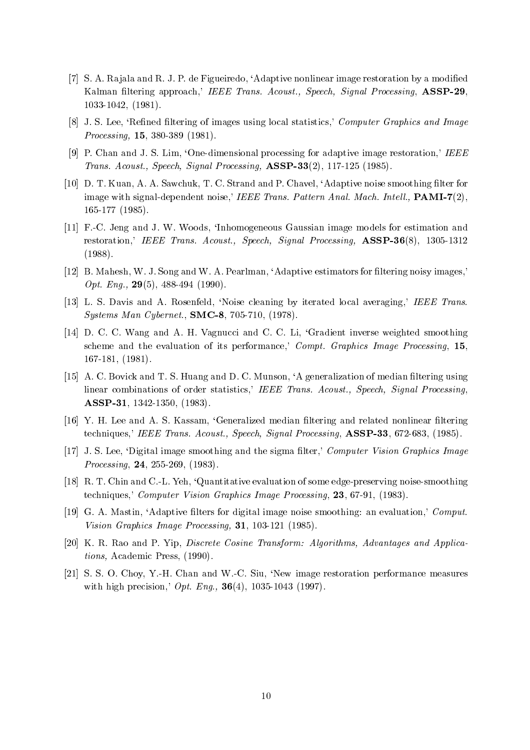[7] S. A. Rajala and R. J. P. de Figueiredo, 'Adaptive nonlinear image restoration by a modified Kalman filtering approach,' *IEEE Trans. Acoust., Speech, Signal Processing*, **ASSP-29**, 1033-1042, (1981).

[8] J. S. Lee, 'Refined filtering of images using local statistics,' *Computer Graphics and Image Processing*, **15**, 380-389 (1981).

[9] P. Chan and J. S. Lim, 'One-dimensional processing for adaptive image restoration,' *IEEE Trans. Acoust., Speech, Signal Processing*, **ASSP-33**(2), 117-125 (1985).

[10] D. T. Kuan, A. A. Sawchuk, T. C. Strand and P. Chavel, 'Adaptive noise smoothing filter for image with signal-dependent noise,' *IEEE Trans. Pattern Anal. Mach. Intell.*, **PAMI-7**(2), 165-177 (1985).

[11] F.-C. Jeng and J. W. Woods, 'Inhomogeneous Gaussian image models for estimation and restoration,' *IEEE Trans. Acoust., Speech, Signal Processing*, **ASSP-36**(8), 1305-1312 (1988).

[12] B. Mahesh, W. J. Song and W. A. Pearlman, 'Adaptive estimators for filtering noisy images,' *Opt. Eng.*, **29**(5), 488-494 (1990).

[13] L. S. Davis and A. Rosenfeld, 'Noise cleaning by iterated local averaging,' *IEEE Trans. Systems Man Cybernet.*, **SMC-8**, 705-710, (1978).

[14] D. C. C. Wang and A. H. Vagnucci and C. C. Li, 'Gradient inverse weighted smoothing scheme and the evaluation of its performance,' *Compt. Graphics Image Processing*, **15**, 167-181, (1981).

[15] A. C. Bovick and T. S. Huang and D. C. Munson, 'A generalization of median filtering using linear combinations of order statistics,' *IEEE Trans. Acoust., Speech, Signal Processing*, **ASSP-31**, 1342-1350, (1983).

[16] Y. H. Lee and A. S. Kassam, 'Generalized median filtering and related nonlinear filtering techniques,' *IEEE Trans. Acoust., Speech, Signal Processing*, **ASSP-33**, 672-683, (1985).

[17] J. S. Lee, 'Digital image smoothing and the sigma filter,' *Computer Vision Graphics Image Processing*, **24**, 255-269, (1983).

[18] R. T. Chin and C.-L. Yeh, 'Quantitative evaluation of some edge-preserving noise-smoothing techniques,' *Computer Vision Graphics Image Processing*, **23**, 67-91, (1983).

[19] G. A. Mastin, 'Adaptive filters for digital image noise smoothing: an evaluation,' *Comput. Vision Graphics Image Processing*, **31**, 103-121 (1985).

[20] K. R. Rao and P. Yip, *Discrete Cosine Transform: Algorithms, Advantages and Applications*, Academic Press, (1990).

[21] S. S. O. Choy, Y.-H. Chan and W.-C. Siu, 'New image restoration performance measures with high precision,' *Opt. Eng.*, **36**(4), 1035-1043 (1997).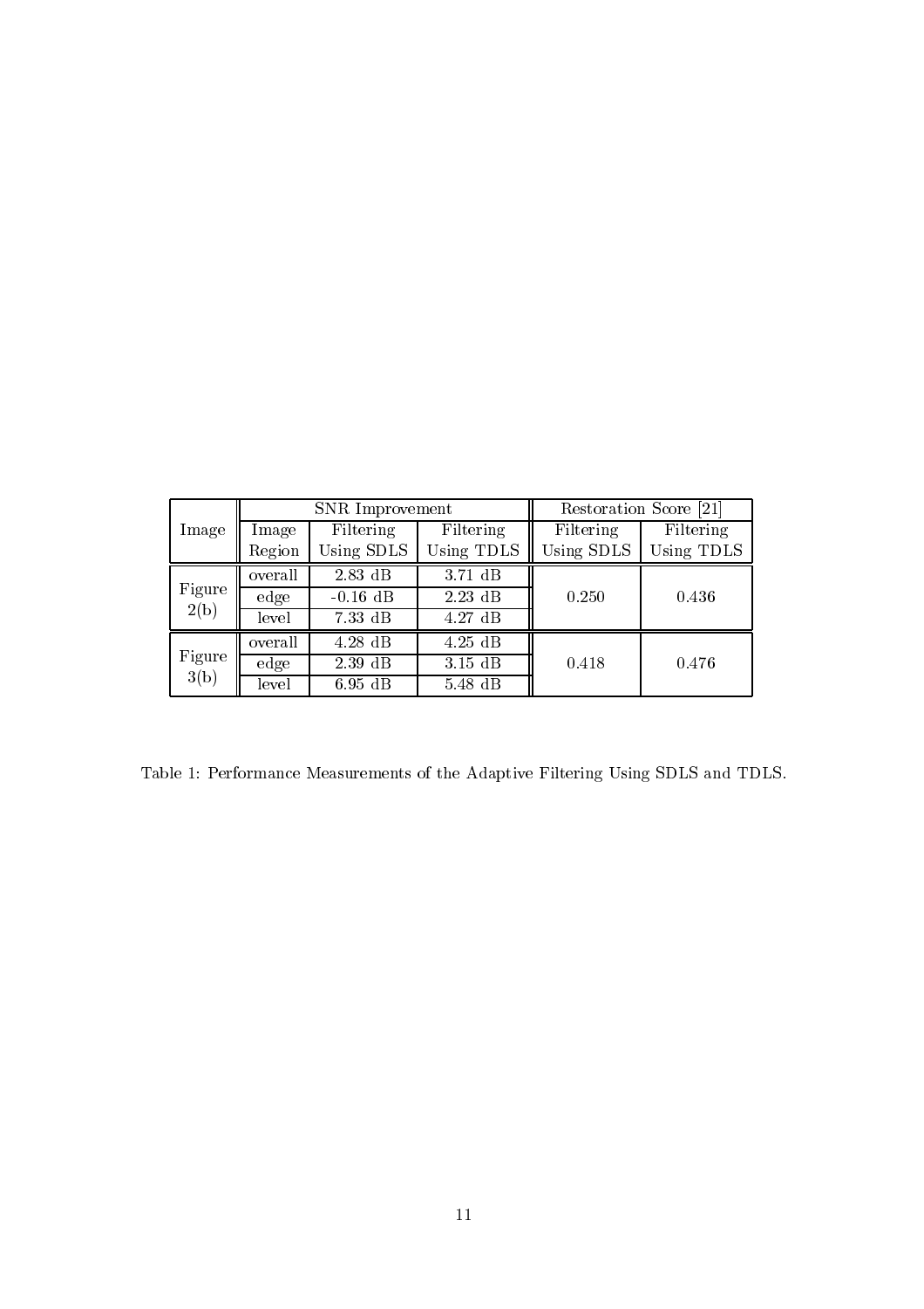| Image | SNR Improvement | | | Restoration Score [21] | |
|---|---|---|---|---|---|
| | Image Region | Filtering Using SDLS | Filtering Using TDLS | Filtering Using SDLS | Filtering Using TDLS |
| Figure 2(b) | overall | 2.83 dB | 3.71 dB | 0.250 | 0.436 |
| | edge | -0.16 dB | 2.23 dB | | |
| | level | 7.33 dB | 4.27 dB | | |
| Figure 3(b) | overall | 4.28 dB | 4.25 dB | 0.418 | 0.476 |
| | edge | 2.39 dB | 3.15 dB | | |
| | level | 6.95 dB | 5.48 dB | | |

Table 1: Performance Measurements of the Adaptive Filtering Using SDLS and TDLS.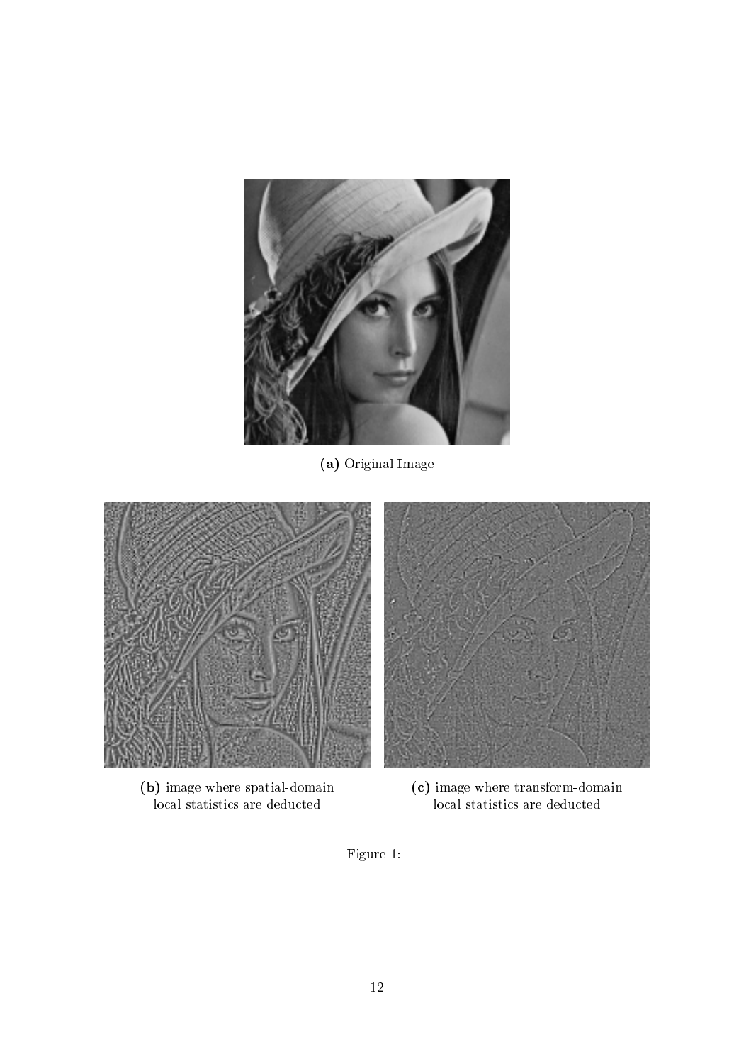**(a)** Original Image

**(b)** image where spatial-domain local statistics are deducted

**(c)** image where transform-domain local statistics are deducted

Figure 1: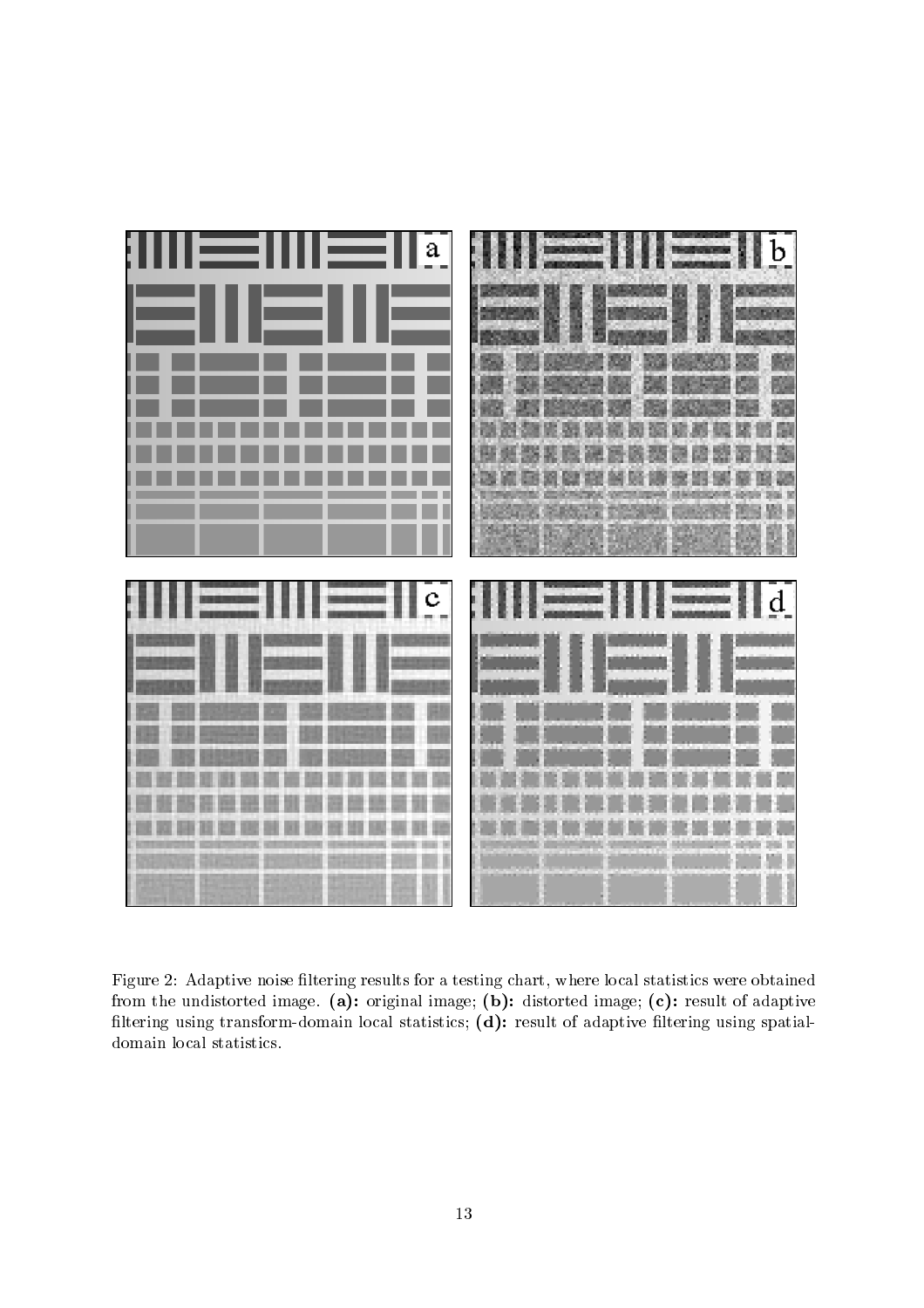Figure 2: Adaptive noise filtering results for a testing chart, where local statistics were obtained from the undistorted image. **(a):** original image; **(b):** distorted image; **(c):** result of adaptive filtering using transform-domain local statistics; **(d):** result of adaptive filtering using spatial-domain local statistics.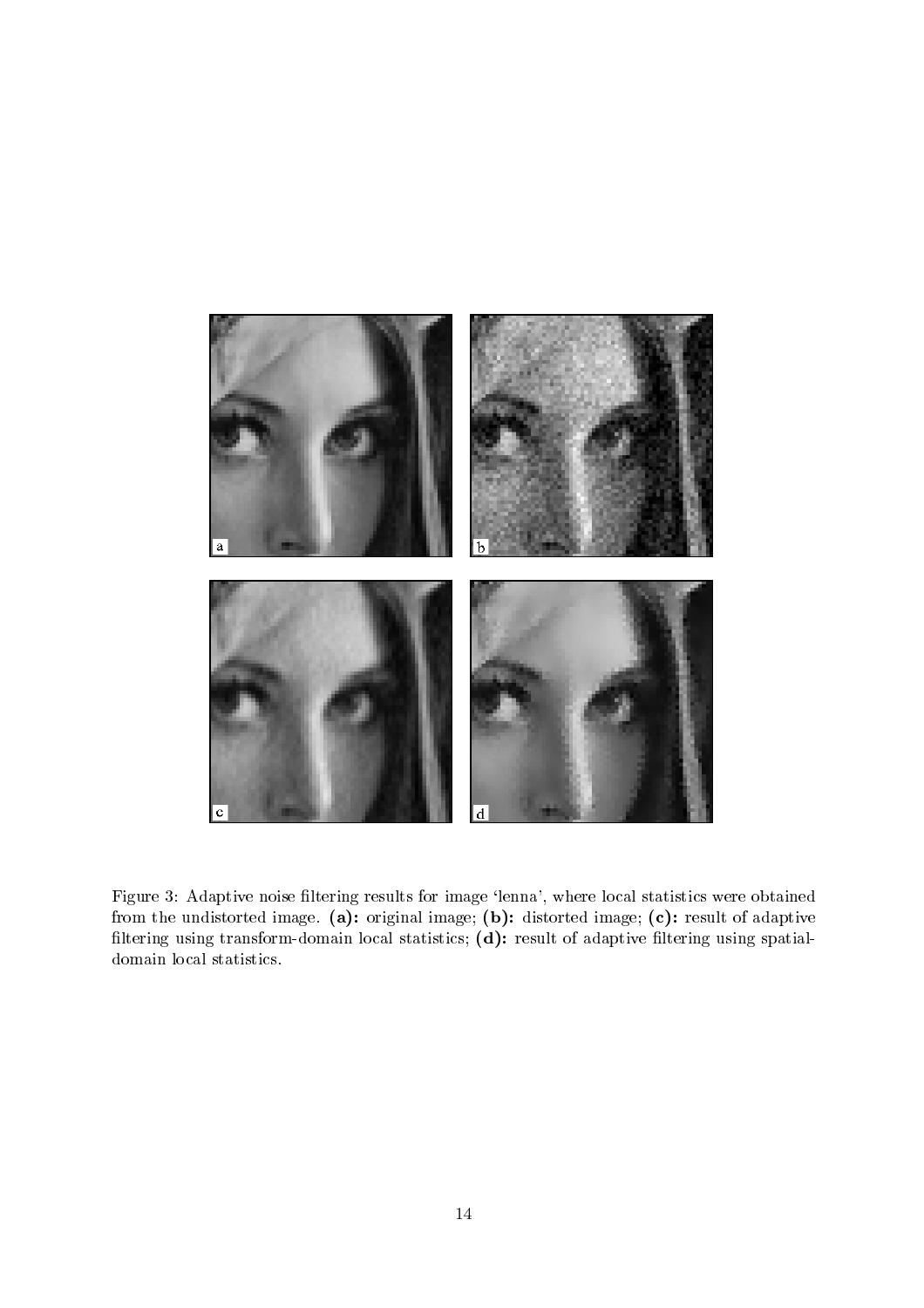Figure 3: Adaptive noise filtering results for image 'lenna', where local statistics were obtained from the undistorted image. **(a):** original image; **(b):** distorted image; **(c):** result of adaptive filtering using transform-domain local statistics; **(d):** result of adaptive filtering using spatial-domain local statistics.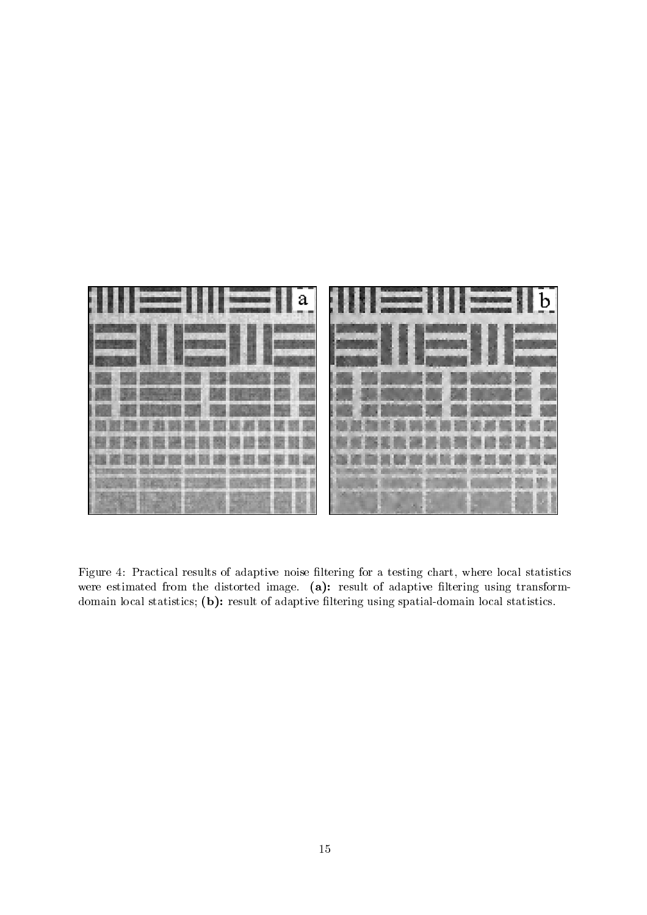Figure 4: Practical results of adaptive noise filtering for a testing chart, where local statistics were estimated from the distorted image. **(a):** result of adaptive filtering using transform-domain local statistics; **(b):** result of adaptive filtering using spatial-domain local statistics.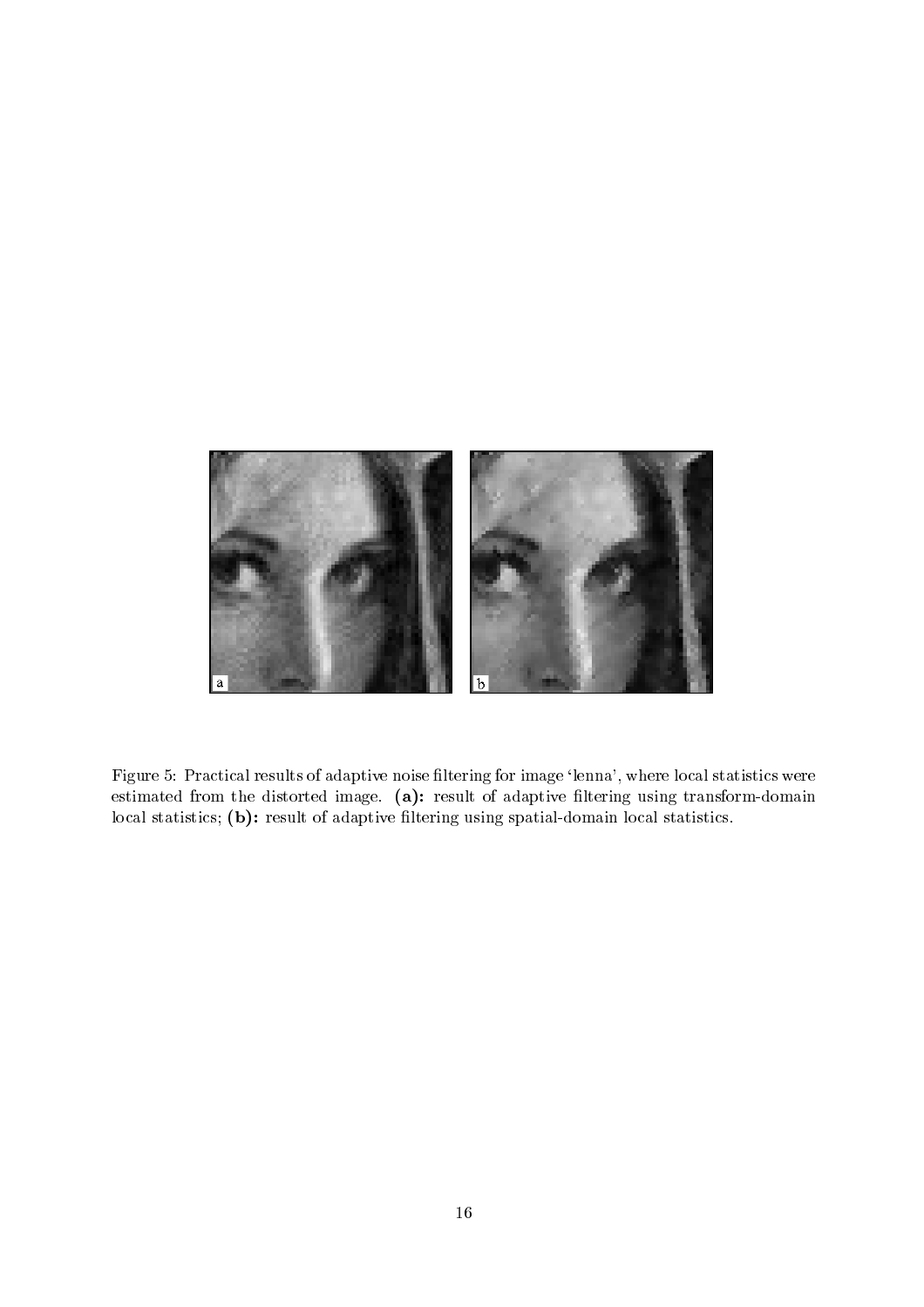Figure 5: Practical results of adaptive noise filtering for image 'lenna', where local statistics were estimated from the distorted image. **(a):** result of adaptive filtering using transform-domain local statistics; **(b):** result of adaptive filtering using spatial-domain local statistics.